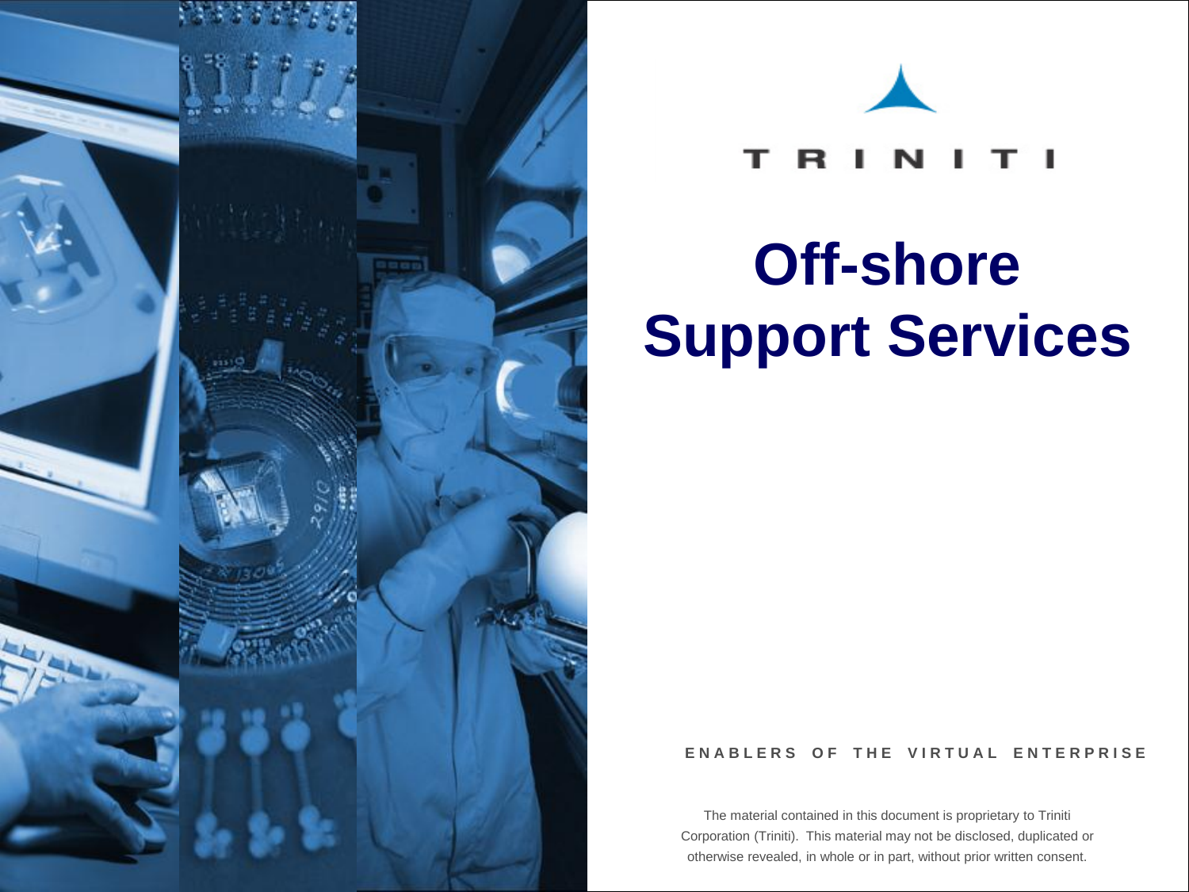TRINITI

# Off-shore Support Services

ENABLERS OF THE VIRTUAL ENTERPRISE

The material contained in this document is proprietary to Triniti Corporation (Triniti). This material may not be disclosed, duplicated or otherwise revealed, in whole or in part, without prior written consent.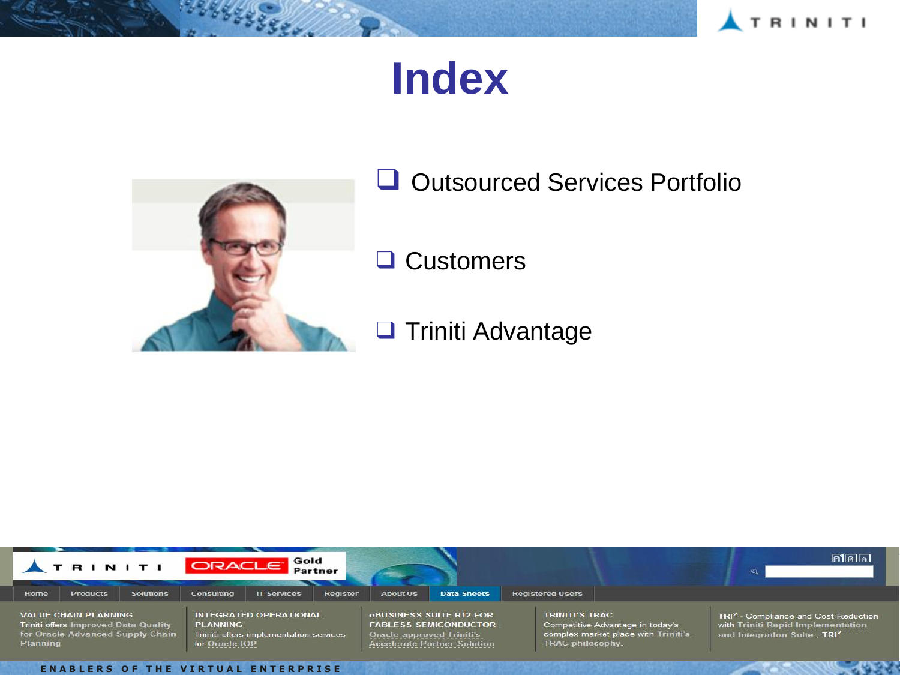# Index

- Outsourced Services Portfolio
- Customers
- Triniti Advantage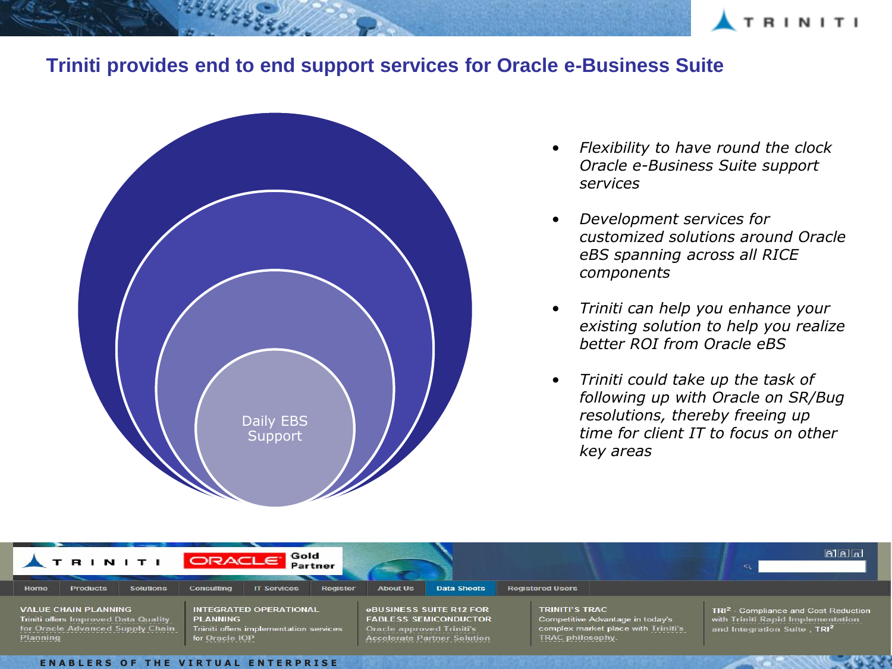# Triniti provides end to end support services for Oracle e-Business Suite

Daily EBS Support

- *Flexibility to have round the clock Oracle e-Business Suite support services*
- *Development services for customized solutions around Oracle eBS spanning across all RICE components*
- *Triniti can help you enhance your existing solution to help you realize better ROI from Oracle eBS*
- *Triniti could take up the task of following up with Oracle on SR/Bug resolutions, thereby freeing up time for client IT to focus on other key areas*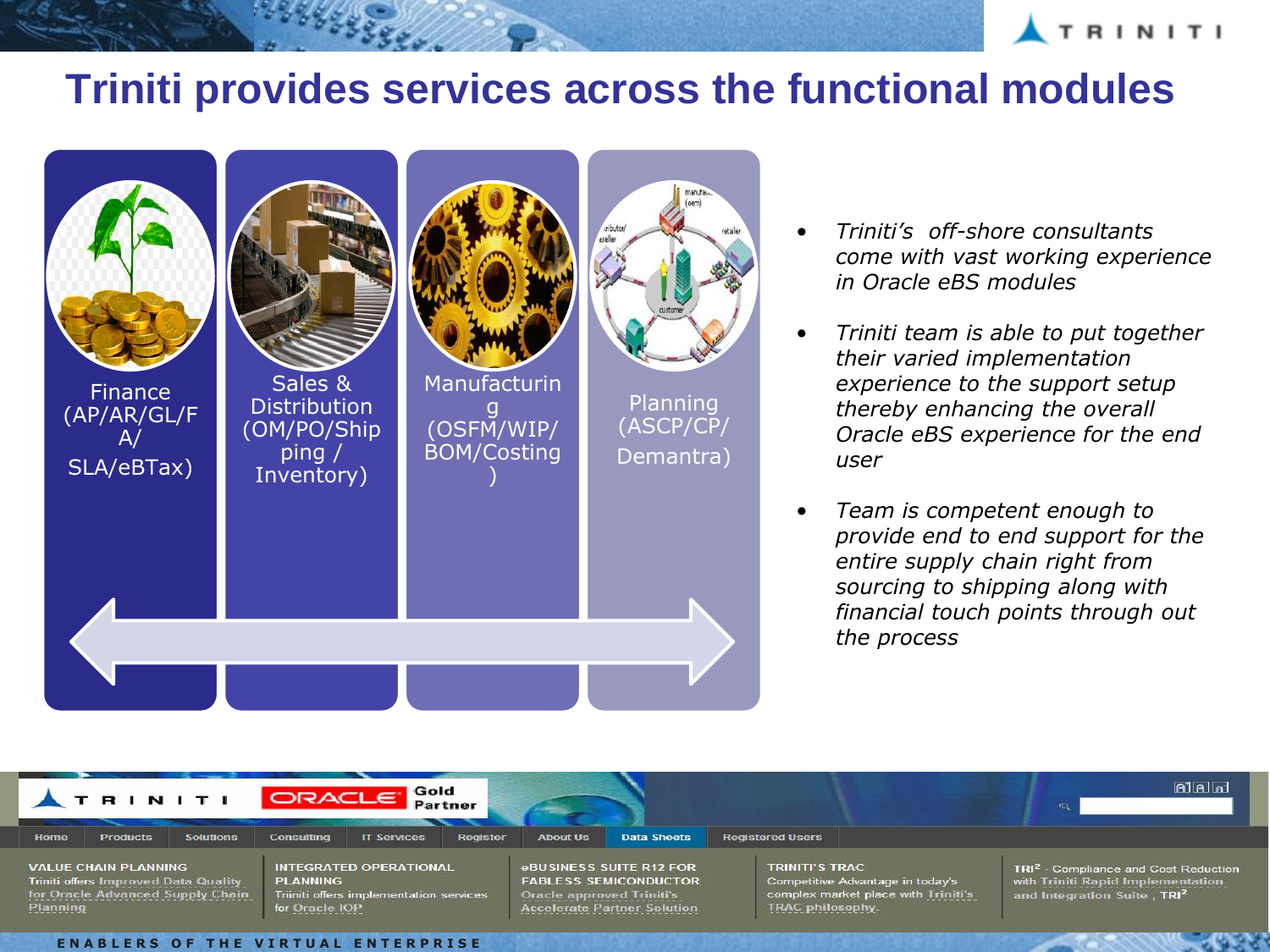# Triniti provides services across the functional modules

Finance (AP/AR/GL/FA/ SLA/eBTax)

Sales & Distribution (OM/PO/Shipping / Inventory)

Manufacturing (OSFM/WIP/ BOM/Costing)

Planning (ASCP/CP/ Demantra)

- *Triniti's off-shore consultants come with vast working experience in Oracle eBS modules*
- *Triniti team is able to put together their varied implementation experience to the support setup thereby enhancing the overall Oracle eBS experience for the end user*
- *Team is competent enough to provide end to end support for the entire supply chain right from sourcing to shipping along with financial touch points through out the process*

TRINITI ORACLE Gold Partner

Home | Products | Solutions | Consulting | IT Services | Register | About Us | Data Sheets | Registered Users

VALUE CHAIN PLANNING
Triniti offers Improved Data Quality for Oracle Advanced Supply Chain Planning

INTEGRATED OPERATIONAL PLANNING
Triniti offers implementation services for Oracle IOP

eBUSINESS SUITE R12 FOR FABLESS SEMICONDUCTOR
Oracle approved Triniti's Accelerate Partner Solution

TRINITI'S TRAC
Competitive Advantage in today's complex market place with Triniti's TRAC philosophy.

TRI² - Compliance and Cost Reduction with Triniti Rapid Implementation and Integration Suite , TRI²

ENABLERS OF THE VIRTUAL ENTERPRISE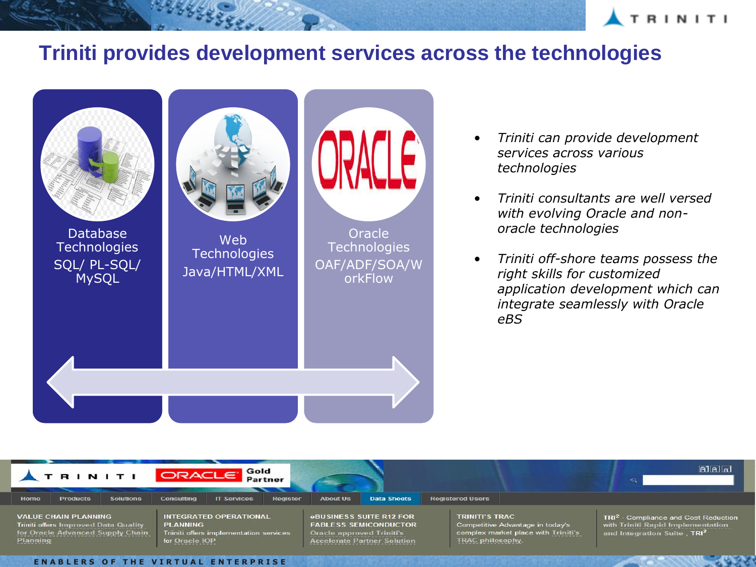# Triniti provides development services across the technologies

**Database Technologies**
SQL/ PL-SQL/ MySQL

**Web Technologies**
Java/HTML/XML

**Oracle Technologies**
OAF/ADF/SOA/WorkFlow

- *Triniti can provide development services across various technologies*
- *Triniti consultants are well versed with evolving Oracle and non-oracle technologies*
- *Triniti off-shore teams possess the right skills for customized application development which can integrate seamlessly with Oracle eBS*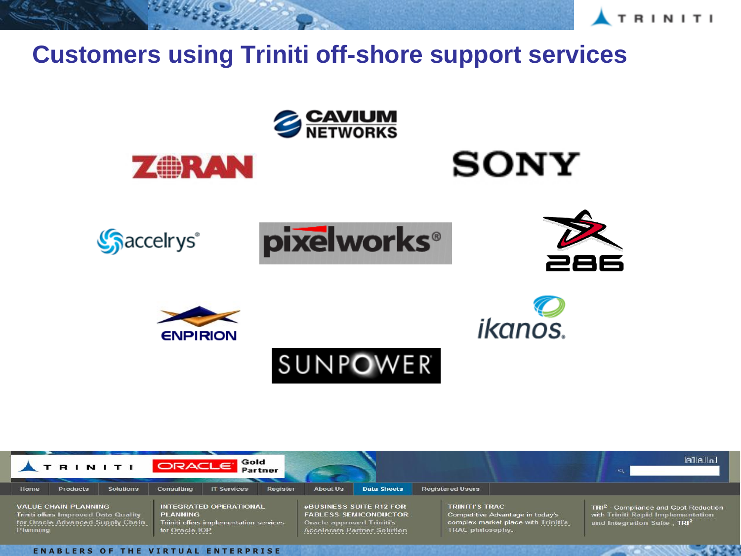# Customers using Triniti off-shore support services

CAVIUM NETWORKS

ZORAN

SONY

accelrys

pixelworks

286

ENPIRION

ikanos

SUNPOWER

TRINITI ORACLE Gold Partner

Home | Products | Solutions | Consulting | IT Services | Register | About Us | Data Sheets | Registered Users

**VALUE CHAIN PLANNING**
Triniti offers Improved Data Quality for Oracle Advanced Supply Chain Planning

**INTEGRATED OPERATIONAL PLANNING**
Triniti offers implementation services for Oracle IOP

**eBUSINESS SUITE R12 FOR FABLESS SEMICONDUCTOR**
Oracle approved Triniti's Accelerate Partner Solution

**TRINITI'S TRAC**
Competitive Advantage in today's complex market place with Triniti's TRAC philosophy.

**TRI²** - Compliance and Cost Reduction with Triniti Rapid Implementation and Integration Suite , TRI²

ENABLERS OF THE VIRTUAL ENTERPRISE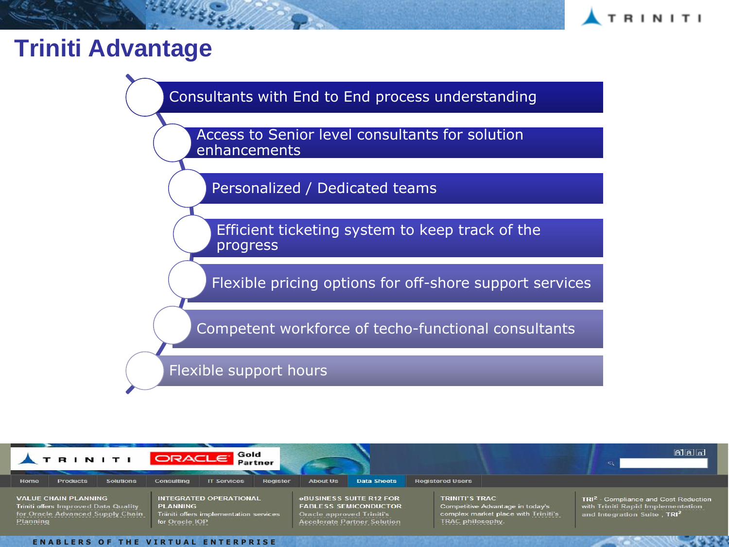# Triniti Advantage

- Consultants with End to End process understanding
- Access to Senior level consultants for solution enhancements
- Personalized / Dedicated teams
- Efficient ticketing system to keep track of the progress
- Flexible pricing options for off-shore support services
- Competent workforce of techo-functional consultants
- Flexible support hours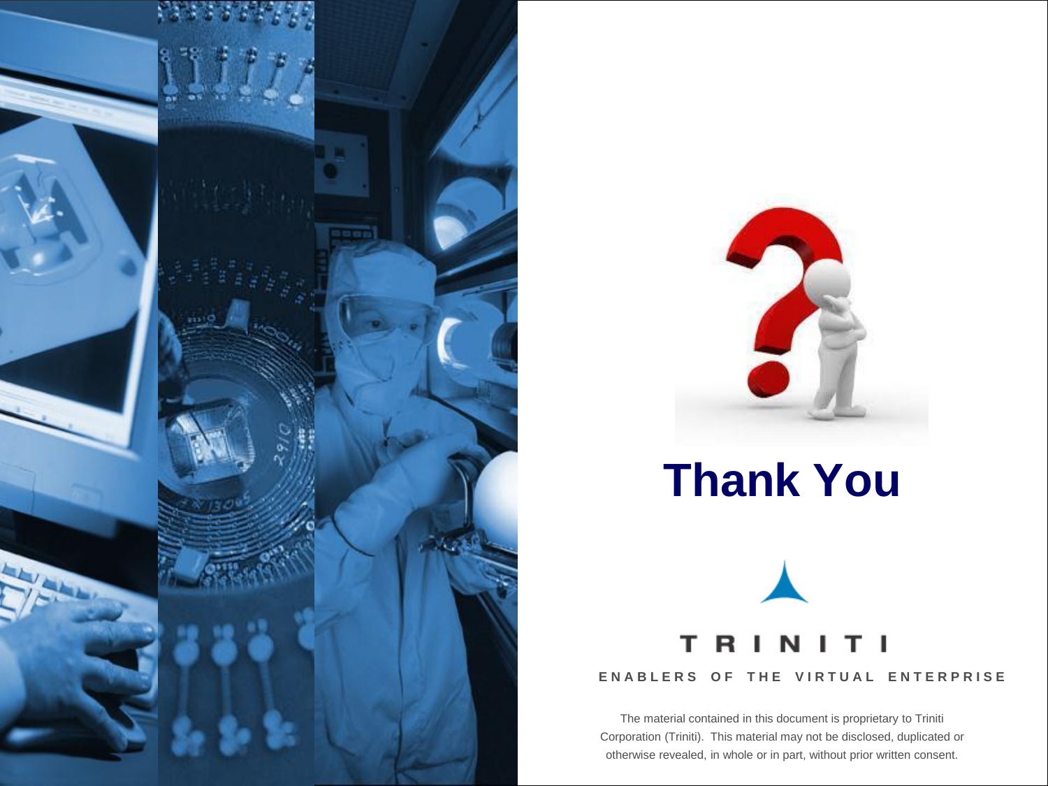# Thank You

TRINITI

ENABLERS OF THE VIRTUAL ENTERPRISE

The material contained in this document is proprietary to Triniti Corporation (Triniti). This material may not be disclosed, duplicated or otherwise revealed, in whole or in part, without prior written consent.